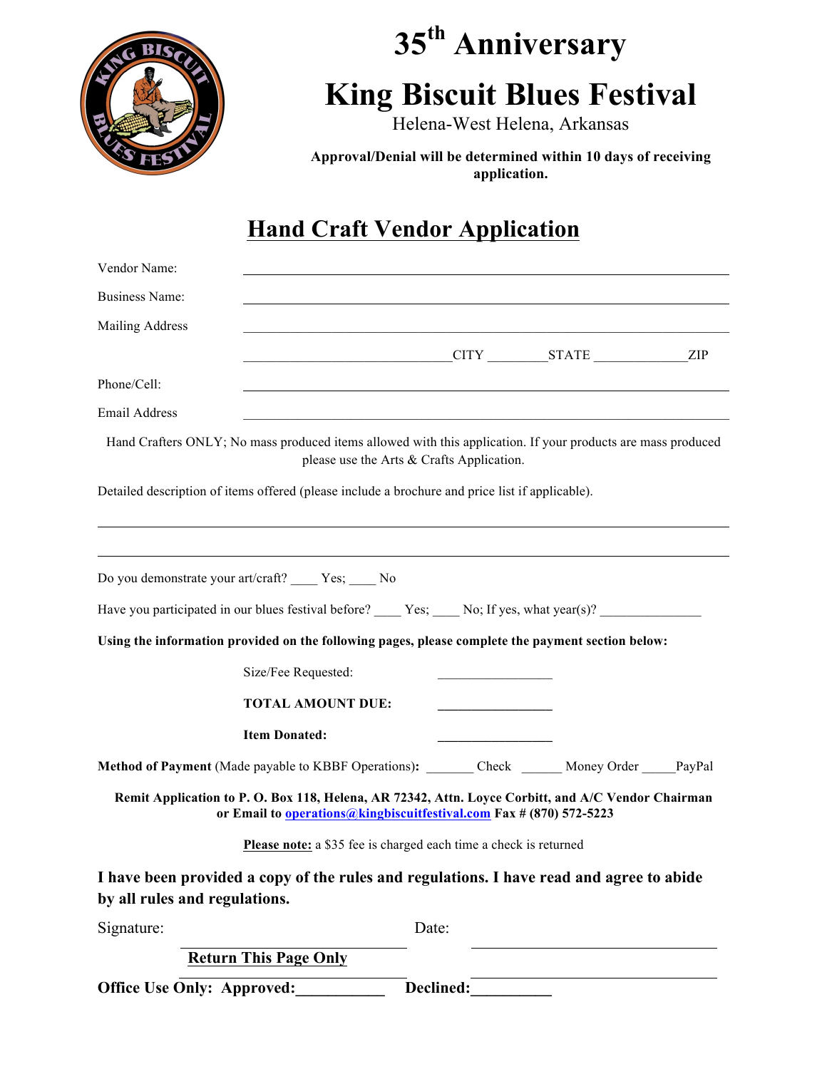# 35th Anniversary

# King Biscuit Blues Festival

Helena-West Helena, Arkansas

**Approval/Denial will be determined within 10 days of receiving application.**

## Hand Craft Vendor Application

Vendor Name: ______________________________

Business Name: ______________________________

Mailing Address ______________________________

______________________________ CITY ________ STATE ______________ ZIP

Phone/Cell: ______________________________

Email Address ______________________________

Hand Crafters ONLY; No mass produced items allowed with this application. If your products are mass produced please use the Arts & Crafts Application.

Detailed description of items offered (please include a brochure and price list if applicable).

______________________________________________________________________________

______________________________________________________________________________

Do you demonstrate your art/craft? ____ Yes; ____ No

Have you participated in our blues festival before? ____ Yes; ____ No; If yes, what year(s)? _______________

**Using the information provided on the following pages, please complete the payment section below:**

Size/Fee Requested: ________________

**TOTAL AMOUNT DUE:** ________________

**Item Donated:** ________________

**Method of Payment** (Made payable to KBBF Operations)**:** _______ Check ______ Money Order _____PayPal

**Remit Application to P. O. Box 118, Helena, AR 72342, Attn. Loyce Corbitt, and A/C Vendor Chairman or Email to operations@kingbiscuitfestival.com Fax # (870) 572-5223**

**Please note:** a $35 fee is charged each time a check is returned

**I have been provided a copy of the rules and regulations. I have read and agree to abide by all rules and regulations.**

Signature: ______________________________ Date: ______________________________

**Return This Page Only**

**Office Use Only: Approved:___________ Declined:__________**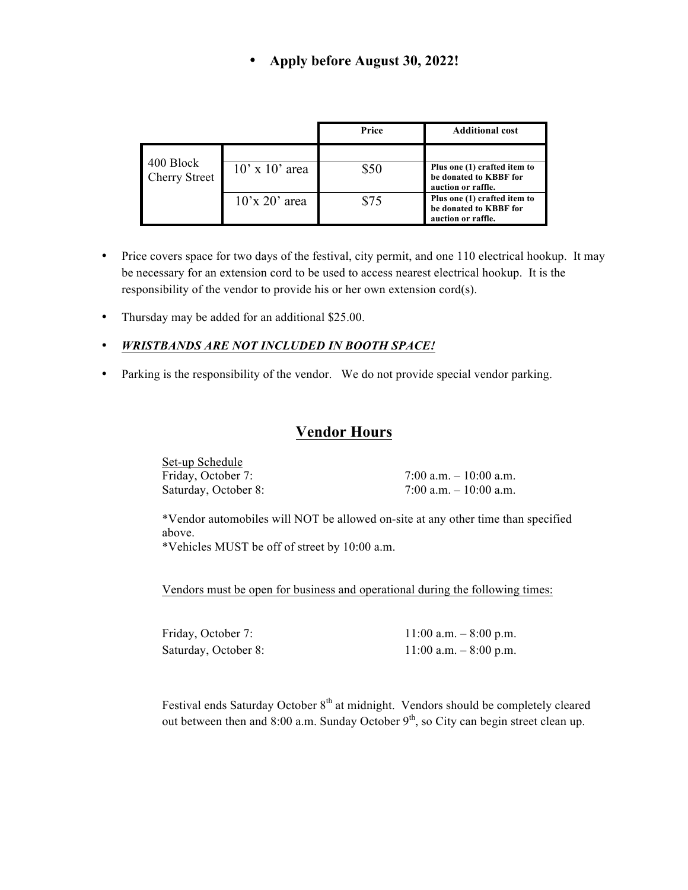- **Apply before August 30, 2022!**

| | | Price | Additional cost |
|---|---|---|---|
| 400 Block Cherry Street | 10' x 10' area | $50 | **Plus one (1) crafted item to be donated to KBBF for auction or raffle.** |
| | 10'x 20' area | $75 | **Plus one (1) crafted item to be donated to KBBF for auction or raffle.** |

- Price covers space for two days of the festival, city permit, and one 110 electrical hookup. It may be necessary for an extension cord to be used to access nearest electrical hookup. It is the responsibility of the vendor to provide his or her own extension cord(s).
- Thursday may be added for an additional $25.00.
- ***WRISTBANDS ARE NOT INCLUDED IN BOOTH SPACE!***
- Parking is the responsibility of the vendor. We do not provide special vendor parking.

## Vendor Hours

Set-up Schedule

Friday, October 7: 7:00 a.m. – 10:00 a.m.

Saturday, October 8: 7:00 a.m. – 10:00 a.m.

*Vendor automobiles will NOT be allowed on-site at any other time than specified above.

*Vehicles MUST be off of street by 10:00 a.m.

Vendors must be open for business and operational during the following times:

Friday, October 7: 11:00 a.m. – 8:00 p.m.

Saturday, October 8: 11:00 a.m. – 8:00 p.m.

Festival ends Saturday October 8th at midnight. Vendors should be completely cleared out between then and 8:00 a.m. Sunday October 9th, so City can begin street clean up.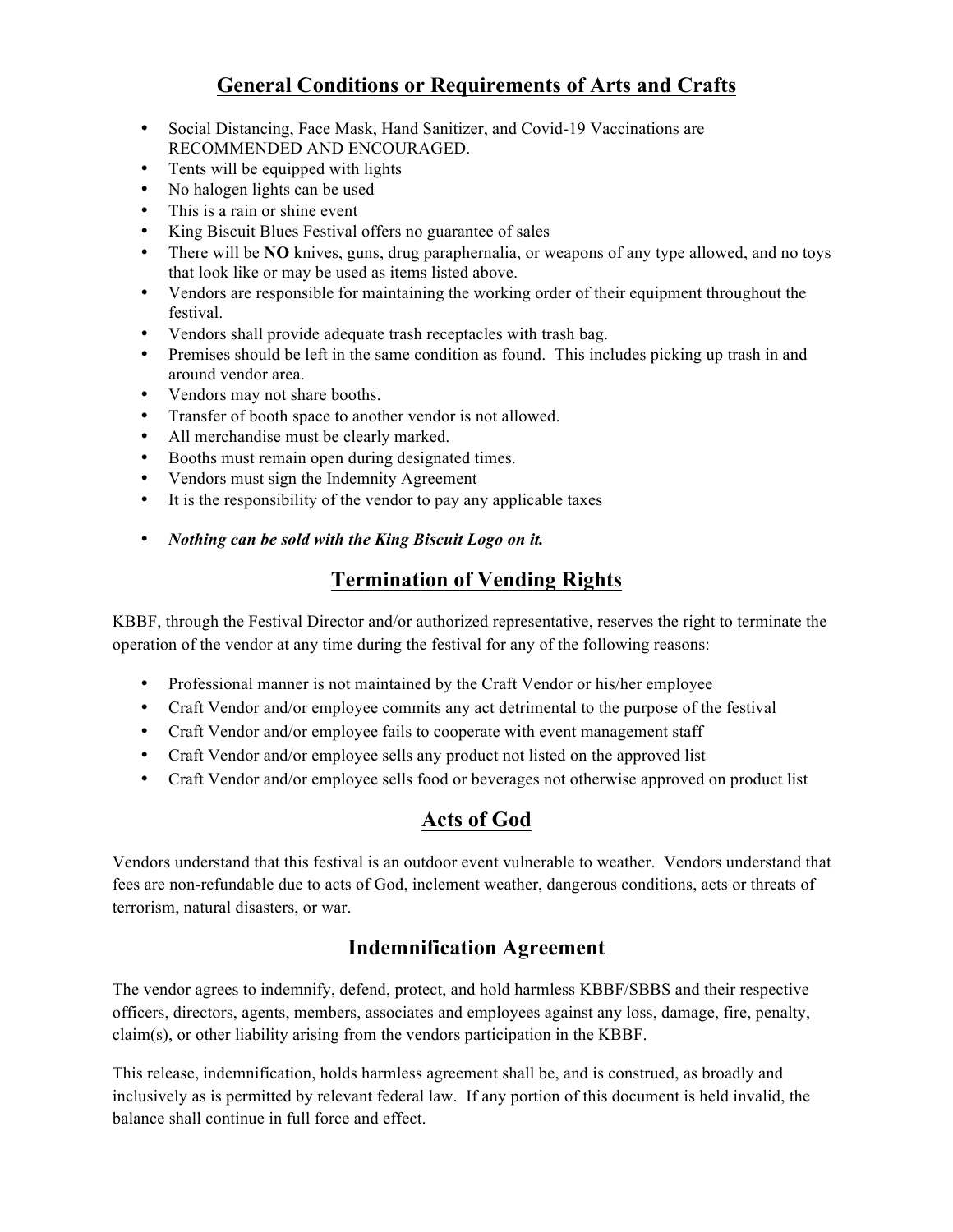## General Conditions or Requirements of Arts and Crafts

- Social Distancing, Face Mask, Hand Sanitizer, and Covid-19 Vaccinations are RECOMMENDED AND ENCOURAGED.
- Tents will be equipped with lights
- No halogen lights can be used
- This is a rain or shine event
- King Biscuit Blues Festival offers no guarantee of sales
- There will be **NO** knives, guns, drug paraphernalia, or weapons of any type allowed, and no toys that look like or may be used as items listed above.
- Vendors are responsible for maintaining the working order of their equipment throughout the festival.
- Vendors shall provide adequate trash receptacles with trash bag.
- Premises should be left in the same condition as found. This includes picking up trash in and around vendor area.
- Vendors may not share booths.
- Transfer of booth space to another vendor is not allowed.
- All merchandise must be clearly marked.
- Booths must remain open during designated times.
- Vendors must sign the Indemnity Agreement
- It is the responsibility of the vendor to pay any applicable taxes
- ***Nothing can be sold with the King Biscuit Logo on it.***

## Termination of Vending Rights

KBBF, through the Festival Director and/or authorized representative, reserves the right to terminate the operation of the vendor at any time during the festival for any of the following reasons:

- Professional manner is not maintained by the Craft Vendor or his/her employee
- Craft Vendor and/or employee commits any act detrimental to the purpose of the festival
- Craft Vendor and/or employee fails to cooperate with event management staff
- Craft Vendor and/or employee sells any product not listed on the approved list
- Craft Vendor and/or employee sells food or beverages not otherwise approved on product list

## Acts of God

Vendors understand that this festival is an outdoor event vulnerable to weather. Vendors understand that fees are non-refundable due to acts of God, inclement weather, dangerous conditions, acts or threats of terrorism, natural disasters, or war.

## Indemnification Agreement

The vendor agrees to indemnify, defend, protect, and hold harmless KBBF/SBBS and their respective officers, directors, agents, members, associates and employees against any loss, damage, fire, penalty, claim(s), or other liability arising from the vendors participation in the KBBF.

This release, indemnification, holds harmless agreement shall be, and is construed, as broadly and inclusively as is permitted by relevant federal law. If any portion of this document is held invalid, the balance shall continue in full force and effect.